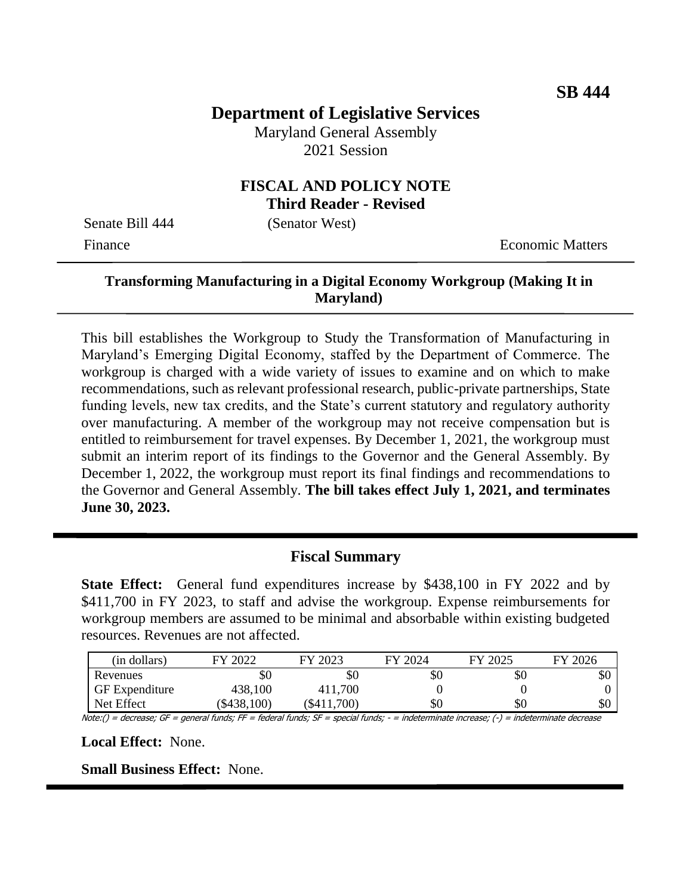**SB 444**

# Department of Legislative Services

Maryland General Assembly
2021 Session

## FISCAL AND POLICY NOTE
**Third Reader - Revised**

Senate Bill 444 (Senator West)

Finance Economic Matters

**Transforming Manufacturing in a Digital Economy Workgroup (Making It in Maryland)**

This bill establishes the Workgroup to Study the Transformation of Manufacturing in Maryland's Emerging Digital Economy, staffed by the Department of Commerce. The workgroup is charged with a wide variety of issues to examine and on which to make recommendations, such as relevant professional research, public-private partnerships, State funding levels, new tax credits, and the State's current statutory and regulatory authority over manufacturing. A member of the workgroup may not receive compensation but is entitled to reimbursement for travel expenses. By December 1, 2021, the workgroup must submit an interim report of its findings to the Governor and the General Assembly. By December 1, 2022, the workgroup must report its final findings and recommendations to the Governor and General Assembly. **The bill takes effect July 1, 2021, and terminates June 30, 2023.**

## Fiscal Summary

**State Effect:** General fund expenditures increase by $438,100 in FY 2022 and by $411,700 in FY 2023, to staff and advise the workgroup. Expense reimbursements for workgroup members are assumed to be minimal and absorbable within existing budgeted resources. Revenues are not affected.

| (in dollars) | FY 2022 | FY 2023 | FY 2024 | FY 2025 | FY 2026 |
|---|---|---|---|---|---|
| Revenues | $0 | $0 | $0 | $0 | $0 |
| GF Expenditure | 438,100 | 411,700 | 0 | 0 | 0 |
| Net Effect | ($438,100) | ($411,700) | $0 | $0 | $0 |

Note:() = decrease; GF = general funds; FF = federal funds; SF = special funds; - = indeterminate increase; (-) = indeterminate decrease

**Local Effect:** None.

**Small Business Effect:** None.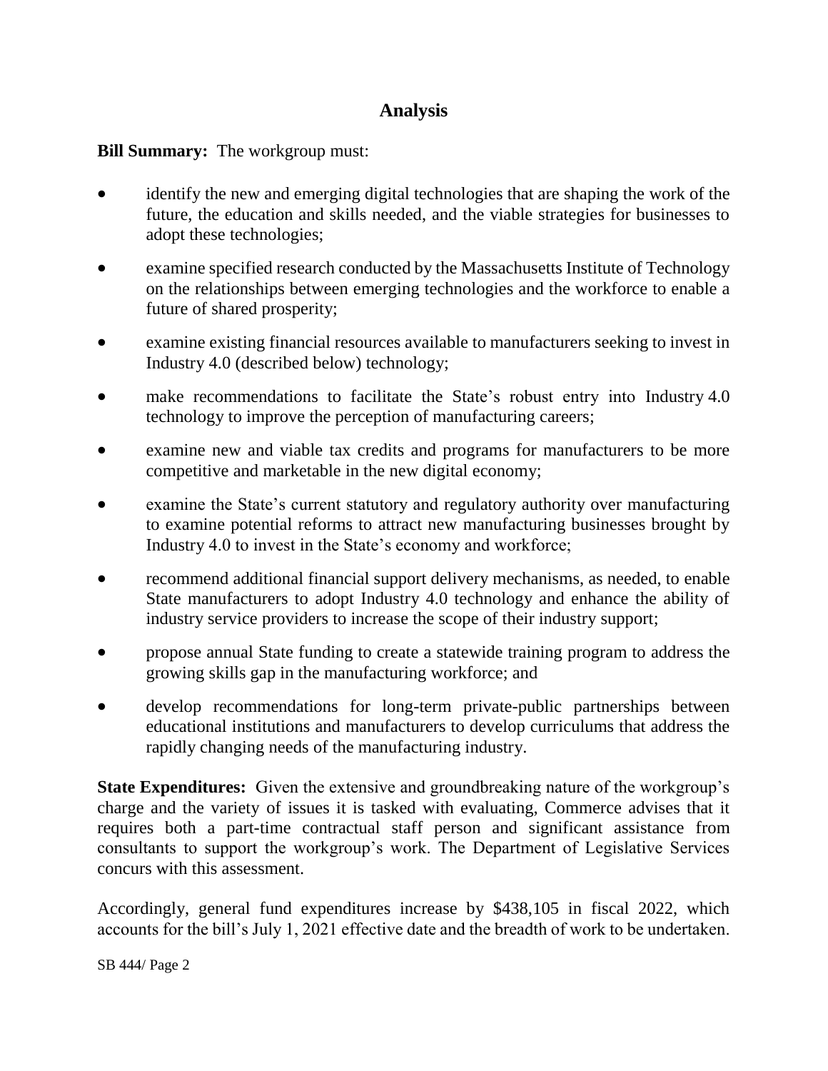## Analysis

**Bill Summary:** The workgroup must:

- identify the new and emerging digital technologies that are shaping the work of the future, the education and skills needed, and the viable strategies for businesses to adopt these technologies;
- examine specified research conducted by the Massachusetts Institute of Technology on the relationships between emerging technologies and the workforce to enable a future of shared prosperity;
- examine existing financial resources available to manufacturers seeking to invest in Industry 4.0 (described below) technology;
- make recommendations to facilitate the State's robust entry into Industry 4.0 technology to improve the perception of manufacturing careers;
- examine new and viable tax credits and programs for manufacturers to be more competitive and marketable in the new digital economy;
- examine the State's current statutory and regulatory authority over manufacturing to examine potential reforms to attract new manufacturing businesses brought by Industry 4.0 to invest in the State's economy and workforce;
- recommend additional financial support delivery mechanisms, as needed, to enable State manufacturers to adopt Industry 4.0 technology and enhance the ability of industry service providers to increase the scope of their industry support;
- propose annual State funding to create a statewide training program to address the growing skills gap in the manufacturing workforce; and
- develop recommendations for long-term private-public partnerships between educational institutions and manufacturers to develop curriculums that address the rapidly changing needs of the manufacturing industry.

**State Expenditures:** Given the extensive and groundbreaking nature of the workgroup's charge and the variety of issues it is tasked with evaluating, Commerce advises that it requires both a part-time contractual staff person and significant assistance from consultants to support the workgroup's work. The Department of Legislative Services concurs with this assessment.

Accordingly, general fund expenditures increase by $438,105 in fiscal 2022, which accounts for the bill's July 1, 2021 effective date and the breadth of work to be undertaken.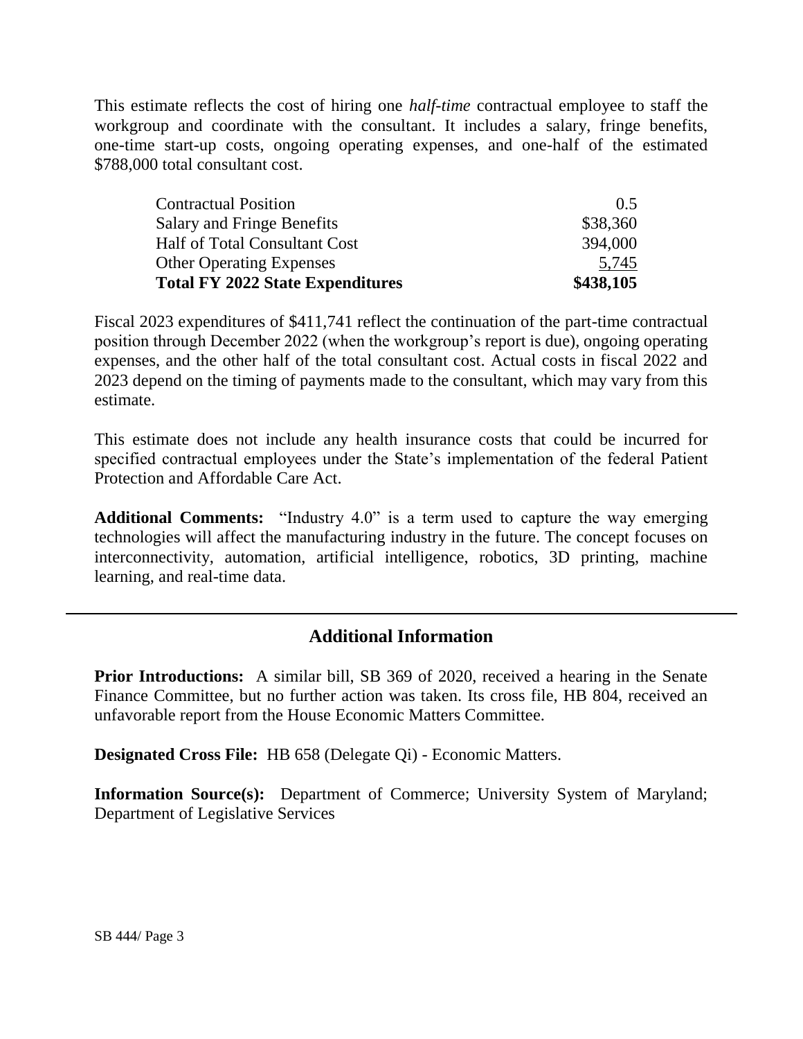This estimate reflects the cost of hiring one *half-time* contractual employee to staff the workgroup and coordinate with the consultant. It includes a salary, fringe benefits, one-time start-up costs, ongoing operating expenses, and one-half of the estimated $788,000 total consultant cost.

| | |
|---|---|
| Contractual Position | 0.5 |
| Salary and Fringe Benefits | $38,360 |
| Half of Total Consultant Cost | 394,000 |
| Other Operating Expenses | 5,745 |
| **Total FY 2022 State Expenditures** | **$438,105** |

Fiscal 2023 expenditures of $411,741 reflect the continuation of the part-time contractual position through December 2022 (when the workgroup's report is due), ongoing operating expenses, and the other half of the total consultant cost. Actual costs in fiscal 2022 and 2023 depend on the timing of payments made to the consultant, which may vary from this estimate.

This estimate does not include any health insurance costs that could be incurred for specified contractual employees under the State's implementation of the federal Patient Protection and Affordable Care Act.

**Additional Comments:** "Industry 4.0" is a term used to capture the way emerging technologies will affect the manufacturing industry in the future. The concept focuses on interconnectivity, automation, artificial intelligence, robotics, 3D printing, machine learning, and real-time data.

## Additional Information

**Prior Introductions:** A similar bill, SB 369 of 2020, received a hearing in the Senate Finance Committee, but no further action was taken. Its cross file, HB 804, received an unfavorable report from the House Economic Matters Committee.

**Designated Cross File:** HB 658 (Delegate Qi) - Economic Matters.

**Information Source(s):** Department of Commerce; University System of Maryland; Department of Legislative Services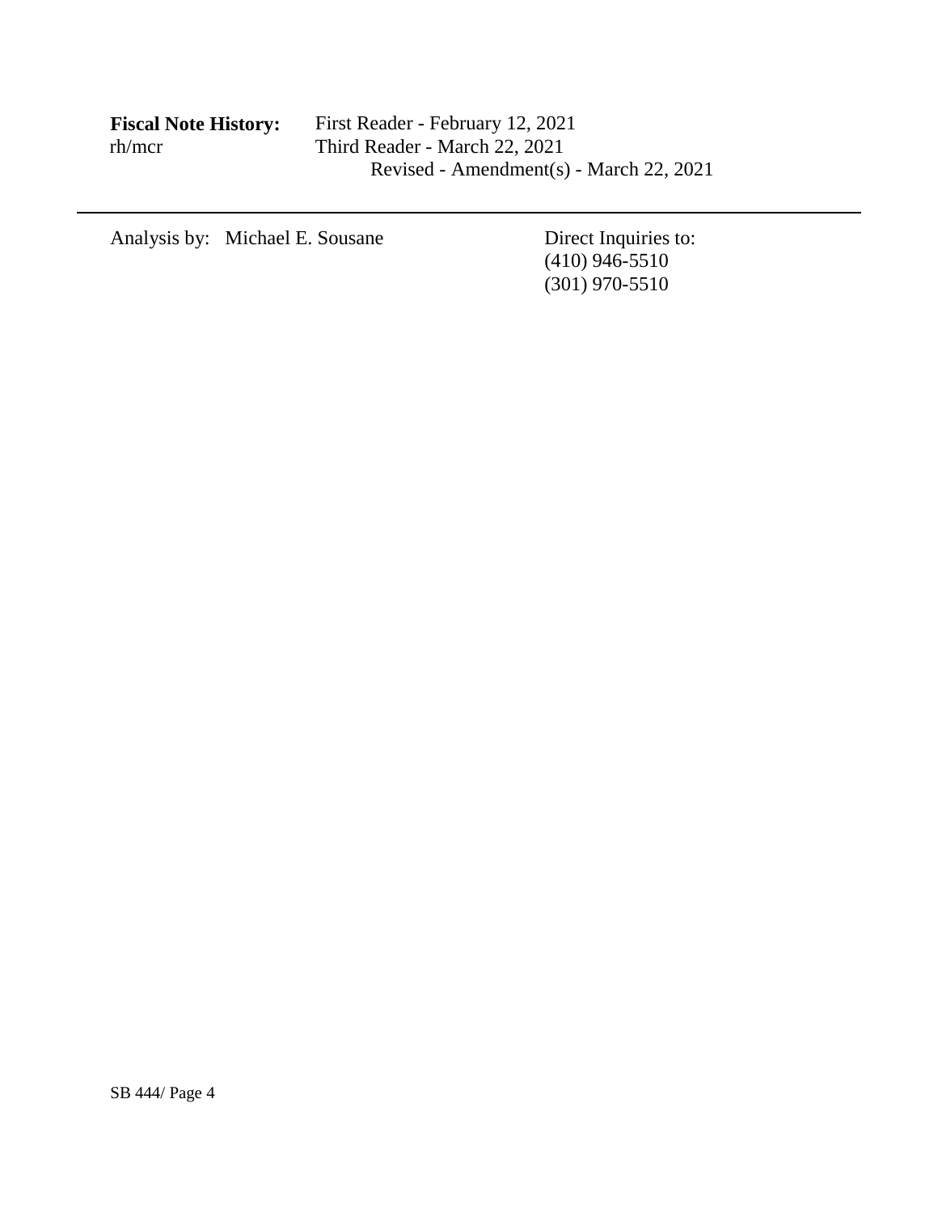**Fiscal Note History:** First Reader - February 12, 2021
rh/mcr Third Reader - March 22, 2021
Revised - Amendment(s) - March 22, 2021

---

Analysis by: Michael E. Sousane

Direct Inquiries to:
(410) 946-5510
(301) 970-5510